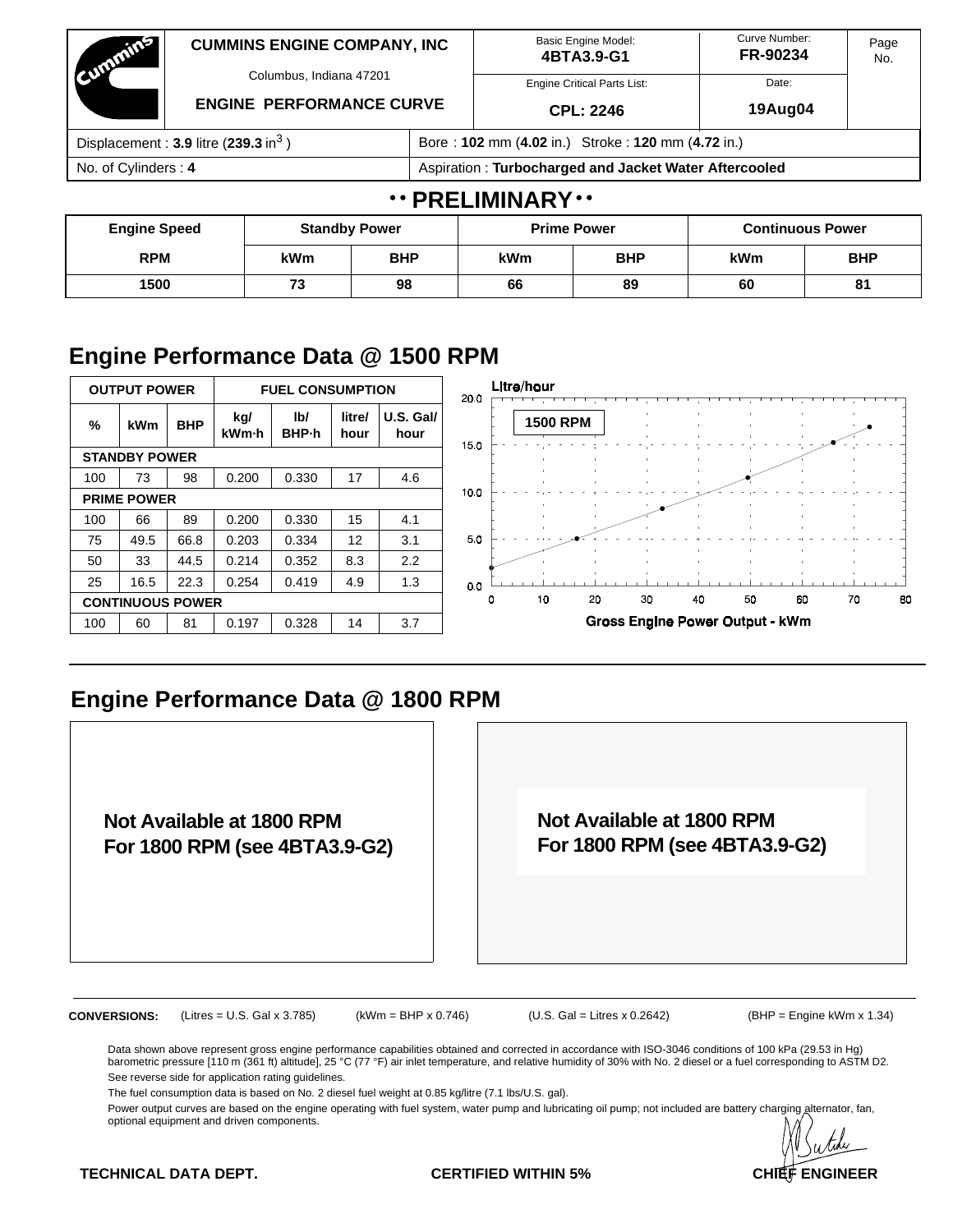| | CUMMINS ENGINE COMPANY, INC Columbus, Indiana 47201 ENGINE PERFORMANCE CURVE | Basic Engine Model: **4BTA3.9-G1** | Curve Number: **FR-90234** | Page No. |
|---|---|---|---|---|
| | | Engine Critical Parts List: **CPL: 2246** | Date: **19Aug04** | |

| | |
|---|---|
| Displacement : **3.9** litre (**239.3** in$^3$ ) | Bore : **102** mm (**4.02** in.) Stroke : **120** mm (**4.72** in.) |
| No. of Cylinders : **4** | Aspiration : **Turbocharged and Jacket Water Aftercooled** |

**• • PRELIMINARY • •**

| Engine Speed | Standby Power | | Prime Power | | Continuous Power | |
|---|---|---|---|---|---|---|
| RPM | kWm | BHP | kWm | BHP | kWm | BHP |
| 1500 | 73 | 98 | 66 | 89 | 60 | 81 |

## Engine Performance Data @ 1500 RPM

| OUTPUT POWER | | | FUEL CONSUMPTION | | | |
|---|---|---|---|---|---|---|
| % | kWm | BHP | kg/ kWm·h | lb/ BHP·h | litre/ hour | U.S. Gal/ hour |
| **STANDBY POWER** | | | | | | |
| 100 | 73 | 98 | 0.200 | 0.330 | 17 | 4.6 |
| **PRIME POWER** | | | | | | |
| 100 | 66 | 89 | 0.200 | 0.330 | 15 | 4.1 |
| 75 | 49.5 | 66.8 | 0.203 | 0.334 | 12 | 3.1 |
| 50 | 33 | 44.5 | 0.214 | 0.352 | 8.3 | 2.2 |
| 25 | 16.5 | 22.3 | 0.254 | 0.419 | 4.9 | 1.3 |
| **CONTINUOUS POWER** | | | | | | |
| 100 | 60 | 81 | 0.197 | 0.328 | 14 | 3.7 |

Litre/hour

1500 RPM

Gross Engine Power Output - kWm

## Engine Performance Data @ 1800 RPM

**Not Available at 1800 RPM**
**For 1800 RPM (see 4BTA3.9-G2)**

**Not Available at 1800 RPM**
**For 1800 RPM (see 4BTA3.9-G2)**

**CONVERSIONS:** (Litres = U.S. Gal x 3.785) (kWm = BHP x 0.746) (U.S. Gal = Litres x 0.2642) (BHP = Engine kWm x 1.34)

Data shown above represent gross engine performance capabilities obtained and corrected in accordance with ISO-3046 conditions of 100 kPa (29.53 in Hg) barometric pressure [110 m (361 ft) altitude], 25 °C (77 °F) air inlet temperature, and relative humidity of 30% with No. 2 diesel or a fuel corresponding to ASTM D2.
See reverse side for application rating guidelines.

The fuel consumption data is based on No. 2 diesel fuel weight at 0.85 kg/litre (7.1 lbs/U.S. gal).

Power output curves are based on the engine operating with fuel system, water pump and lubricating oil pump; not included are battery charging alternator, fan, optional equipment and driven components.

**TECHNICAL DATA DEPT.** **CERTIFIED WITHIN 5%** **CHIEF ENGINEER**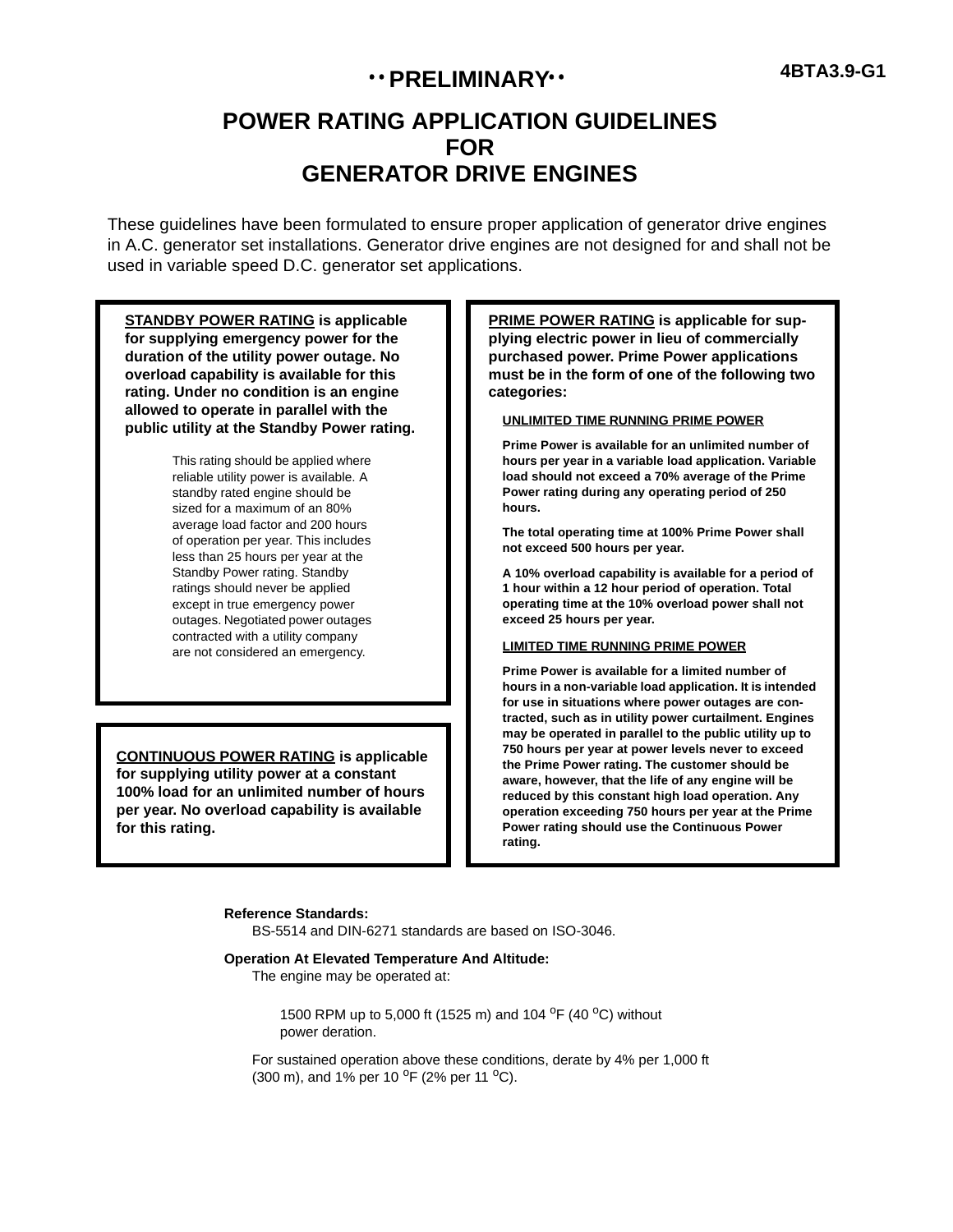4BTA3.9-G1

**• • PRELIMINARY • •**

# POWER RATING APPLICATION GUIDELINES FOR GENERATOR DRIVE ENGINES

These guidelines have been formulated to ensure proper application of generator drive engines in A.C. generator set installations. Generator drive engines are not designed for and shall not be used in variable speed D.C. generator set applications.

**STANDBY POWER RATING is applicable for supplying emergency power for the duration of the utility power outage. No overload capability is available for this rating. Under no condition is an engine allowed to operate in parallel with the public utility at the Standby Power rating.**

This rating should be applied where reliable utility power is available. A standby rated engine should be sized for a maximum of an 80% average load factor and 200 hours of operation per year. This includes less than 25 hours per year at the Standby Power rating. Standby ratings should never be applied except in true emergency power outages. Negotiated power outages contracted with a utility company are not considered an emergency.

**CONTINUOUS POWER RATING is applicable for supplying utility power at a constant 100% load for an unlimited number of hours per year. No overload capability is available for this rating.**

**PRIME POWER RATING is applicable for supplying electric power in lieu of commercially purchased power. Prime Power applications must be in the form of one of the following two categories:**

**UNLIMITED TIME RUNNING PRIME POWER**

**Prime Power is available for an unlimited number of hours per year in a variable load application. Variable load should not exceed a 70% average of the Prime Power rating during any operating period of 250 hours.**

**The total operating time at 100% Prime Power shall not exceed 500 hours per year.**

**A 10% overload capability is available for a period of 1 hour within a 12 hour period of operation. Total operating time at the 10% overload power shall not exceed 25 hours per year.**

**LIMITED TIME RUNNING PRIME POWER**

**Prime Power is available for a limited number of hours in a non-variable load application. It is intended for use in situations where power outages are contracted, such as in utility power curtailment. Engines may be operated in parallel to the public utility up to 750 hours per year at power levels never to exceed the Prime Power rating. The customer should be aware, however, that the life of any engine will be reduced by this constant high load operation. Any operation exceeding 750 hours per year at the Prime Power rating should use the Continuous Power rating.**

**Reference Standards:**

BS-5514 and DIN-6271 standards are based on ISO-3046.

**Operation At Elevated Temperature And Altitude:**

The engine may be operated at:

1500 RPM up to 5,000 ft (1525 m) and 104 $^{o}$F (40 $^{o}$C) without power deration.

For sustained operation above these conditions, derate by 4% per 1,000 ft (300 m), and 1% per 10 $^{o}$F (2% per 11 $^{o}$C).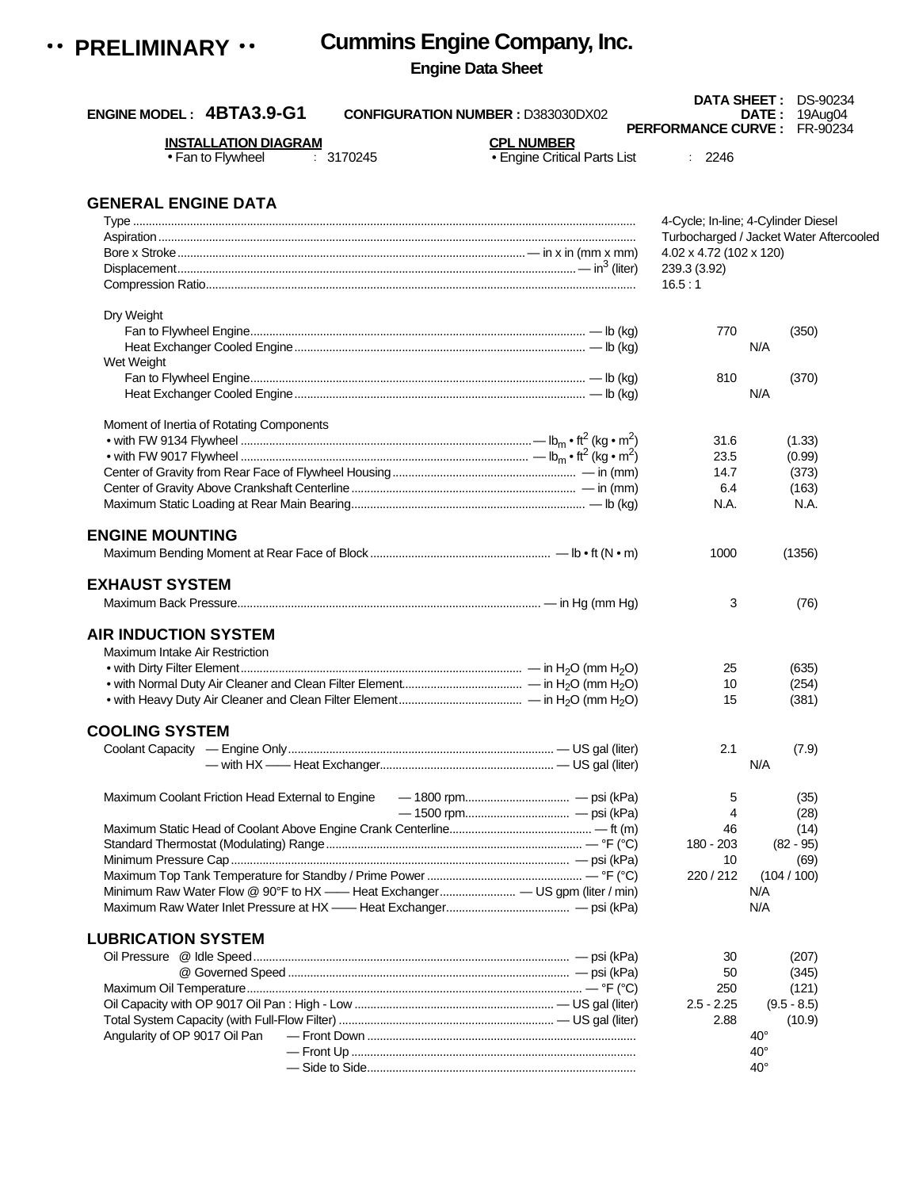•• **PRELIMINARY** ••

# Cummins Engine Company, Inc.

**Engine Data Sheet**

**ENGINE MODEL : 4BTA3.9-G1** **CONFIGURATION NUMBER :** D383030DX02

**DATA SHEET :** DS-90234
**DATE :** 19Aug04
**PERFORMANCE CURVE :** FR-90234

**INSTALLATION DIAGRAM**
• Fan to Flywheel : 3170245

**CPL NUMBER**
• Engine Critical Parts List : 2246

## GENERAL ENGINE DATA

| | | | |
|---|---|---|---|
| Type | | 4-Cycle; In-line; 4-Cylinder Diesel | |
| Aspiration | | Turbocharged / Jacket Water Aftercooled | |
| Bore x Stroke | — in x in (mm x mm) | 4.02 x 4.72 (102 x 120) | |
| Displacement | — $in^3$ (liter) | 239.3 (3.92) | |
| Compression Ratio | | 16.5 : 1 | |
| **Dry Weight** | | | |
| Fan to Flywheel Engine | — lb (kg) | 770 | (350) |
| Heat Exchanger Cooled Engine | — lb (kg) | N/A | |
| **Wet Weight** | | | |
| Fan to Flywheel Engine | — lb (kg) | 810 | (370) |
| Heat Exchanger Cooled Engine | — lb (kg) | N/A | |
| **Moment of Inertia of Rotating Components** | | | |
| • with FW 9134 Flywheel | — $lb_m \cdot ft^2$ ($kg \cdot m^2$) | 31.6 | (1.33) |
| • with FW 9017 Flywheel | — $lb_m \cdot ft^2$ ($kg \cdot m^2$) | 23.5 | (0.99) |
| Center of Gravity from Rear Face of Flywheel Housing | — in (mm) | 14.7 | (373) |
| Center of Gravity Above Crankshaft Centerline | — in (mm) | 6.4 | (163) |
| Maximum Static Loading at Rear Main Bearing | — lb (kg) | N.A. | N.A. |

## ENGINE MOUNTING

| | | | |
|---|---|---|---|
| Maximum Bending Moment at Rear Face of Block | — lb • ft (N • m) | 1000 | (1356) |

## EXHAUST SYSTEM

| | | | |
|---|---|---|---|
| Maximum Back Pressure | — in Hg (mm Hg) | 3 | (76) |

## AIR INDUCTION SYSTEM

| | | | |
|---|---|---|---|
| **Maximum Intake Air Restriction** | | | |
| • with Dirty Filter Element | — in $H_2O$ (mm $H_2O$) | 25 | (635) |
| • with Normal Duty Air Cleaner and Clean Filter Element | — in $H_2O$ (mm $H_2O$) | 10 | (254) |
| • with Heavy Duty Air Cleaner and Clean Filter Element | — in $H_2O$ (mm $H_2O$) | 15 | (381) |

## COOLING SYSTEM

| | | | |
|---|---|---|---|
| Coolant Capacity — Engine Only | — US gal (liter) | 2.1 | (7.9) |
| — with HX —— Heat Exchanger | — US gal (liter) | N/A | |
| Maximum Coolant Friction Head External to Engine — 1800 rpm | — psi (kPa) | 5 | (35) |
| — 1500 rpm | — psi (kPa) | 4 | (28) |
| Maximum Static Head of Coolant Above Engine Crank Centerline | — ft (m) | 46 | (14) |
| Standard Thermostat (Modulating) Range | — °F (°C) | 180 - 203 | (82 - 95) |
| Minimum Pressure Cap | — psi (kPa) | 10 | (69) |
| Maximum Top Tank Temperature for Standby / Prime Power | — °F (°C) | 220 / 212 | (104 / 100) |
| Minimum Raw Water Flow @ 90°F to HX —— Heat Exchanger | — US gpm (liter / min) | N/A | |
| Maximum Raw Water Inlet Pressure at HX —— Heat Exchanger | — psi (kPa) | N/A | |

## LUBRICATION SYSTEM

| | | | |
|---|---|---|---|
| Oil Pressure @ Idle Speed | — psi (kPa) | 30 | (207) |
| @ Governed Speed | — psi (kPa) | 50 | (345) |
| Maximum Oil Temperature | — °F (°C) | 250 | (121) |
| Oil Capacity with OP 9017 Oil Pan : High - Low | — US gal (liter) | 2.5 - 2.25 | (9.5 - 8.5) |
| Total System Capacity (with Full-Flow Filter) | — US gal (liter) | 2.88 | (10.9) |
| Angularity of OP 9017 Oil Pan — Front Down | | 40° | |
| — Front Up | | 40° | |
| — Side to Side | | 40° | |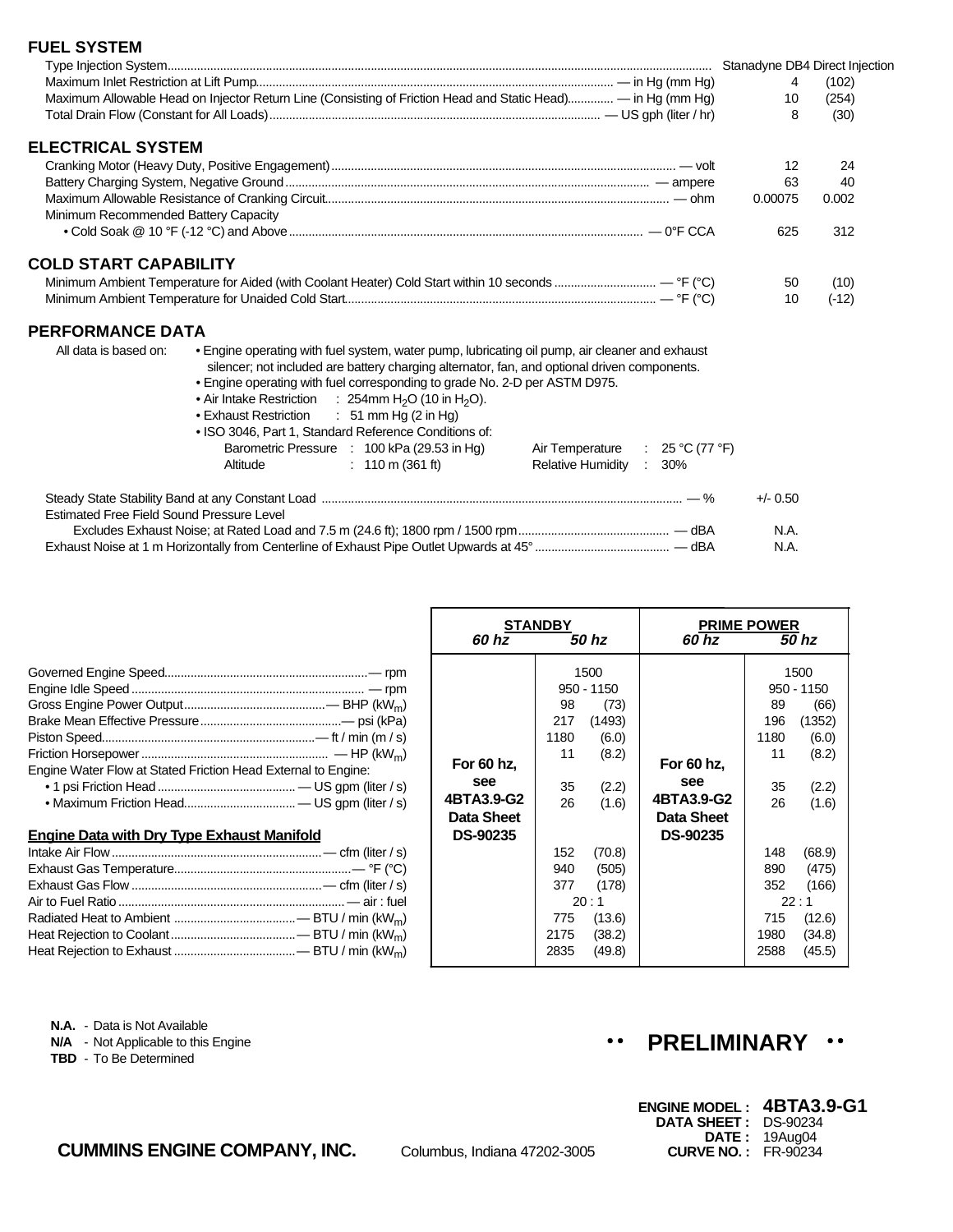## FUEL SYSTEM

| | | |
|---|---|---|
| Type Injection System | Stanadyne DB4 Direct Injection | |
| Maximum Inlet Restriction at Lift Pump — in Hg (mm Hg) | 4 | (102) |
| Maximum Allowable Head on Injector Return Line (Consisting of Friction Head and Static Head) — in Hg (mm Hg) | 10 | (254) |
| Total Drain Flow (Constant for All Loads) — US gph (liter / hr) | 8 | (30) |

## ELECTRICAL SYSTEM

| | | |
|---|---|---|
| Cranking Motor (Heavy Duty, Positive Engagement) — volt | 12 | 24 |
| Battery Charging System, Negative Ground — ampere | 63 | 40 |
| Maximum Allowable Resistance of Cranking Circuit — ohm | 0.00075 | 0.002 |
| Minimum Recommended Battery Capacity | | |
| • Cold Soak @ 10 °F (-12 °C) and Above — 0°F CCA | 625 | 312 |

## COLD START CAPABILITY

| | | |
|---|---|---|
| Minimum Ambient Temperature for Aided (with Coolant Heater) Cold Start within 10 seconds — °F (°C) | 50 | (10) |
| Minimum Ambient Temperature for Unaided Cold Start — °F (°C) | 10 | (-12) |

## PERFORMANCE DATA

All data is based on:
- Engine operating with fuel system, water pump, lubricating oil pump, air cleaner and exhaust silencer; not included are battery charging alternator, fan, and optional driven components.
- Engine operating with fuel corresponding to grade No. 2-D per ASTM D975.
- Air Intake Restriction : 254mm $H_2O$ (10 in $H_2O$).
- Exhaust Restriction : 51 mm Hg (2 in Hg)
- ISO 3046, Part 1, Standard Reference Conditions of:
  - Barometric Pressure : 100 kPa (29.53 in Hg) — Air Temperature : 25 °C (77 °F)
  - Altitude : 110 m (361 ft) — Relative Humidity : 30%

| | |
|---|---|
| Steady State Stability Band at any Constant Load — % | +/- 0.50 |
| Estimated Free Field Sound Pressure Level | |
| Excludes Exhaust Noise; at Rated Load and 7.5 m (24.6 ft); 1800 rpm / 1500 rpm — dBA | N.A. |
| Exhaust Noise at 1 m Horizontally from Centerline of Exhaust Pipe Outlet Upwards at 45° — dBA | N.A. |

| | STANDBY | | PRIME POWER | |
|---|---|---|---|---|
| | *60 hz* | *50 hz* | *60 hz* | *50 hz* |
| Governed Engine Speed — rpm | For 60 hz, see 4BTA3.9-G2 Data Sheet DS-90235 | 1500 | For 60 hz, see 4BTA3.9-G2 Data Sheet DS-90235 | 1500 |
| Engine Idle Speed — rpm | | 950 - 1150 | | 950 - 1150 |
| Gross Engine Power Output — BHP ($kW_m$) | | 98 (73) | | 89 (66) |
| Brake Mean Effective Pressure — psi (kPa) | | 217 (1493) | | 196 (1352) |
| Piston Speed — ft / min (m / s) | | 1180 (6.0) | | 1180 (6.0) |
| Friction Horsepower — HP ($kW_m$) | | 11 (8.2) | | 11 (8.2) |
| Engine Water Flow at Stated Friction Head External to Engine: | | | | |
| • 1 psi Friction Head — US gpm (liter / s) | | 35 (2.2) | | 35 (2.2) |
| • Maximum Friction Head — US gpm (liter / s) | | 26 (1.6) | | 26 (1.6) |
| **Engine Data with Dry Type Exhaust Manifold** | | | | |
| Intake Air Flow — cfm (liter / s) | | 152 (70.8) | | 148 (68.9) |
| Exhaust Gas Temperature — °F (°C) | | 940 (505) | | 890 (475) |
| Exhaust Gas Flow — cfm (liter / s) | | 377 (178) | | 352 (166) |
| Air to Fuel Ratio — air : fuel | | 20 : 1 | | 22 : 1 |
| Radiated Heat to Ambient — BTU / min ($kW_m$) | | 775 (13.6) | | 715 (12.6) |
| Heat Rejection to Coolant — BTU / min ($kW_m$) | | 2175 (38.2) | | 1980 (34.8) |
| Heat Rejection to Exhaust — BTU / min ($kW_m$) | | 2835 (49.8) | | 2588 (45.5) |

**N.A.** - Data is Not Available
**N/A** - Not Applicable to this Engine
**TBD** - To Be Determined

**•• PRELIMINARY ••**

**ENGINE MODEL : 4BTA3.9-G1**
**DATA SHEET :** DS-90234
**DATE :** 19Aug04
**CURVE NO. :** FR-90234

**CUMMINS ENGINE COMPANY, INC.** Columbus, Indiana 47202-3005